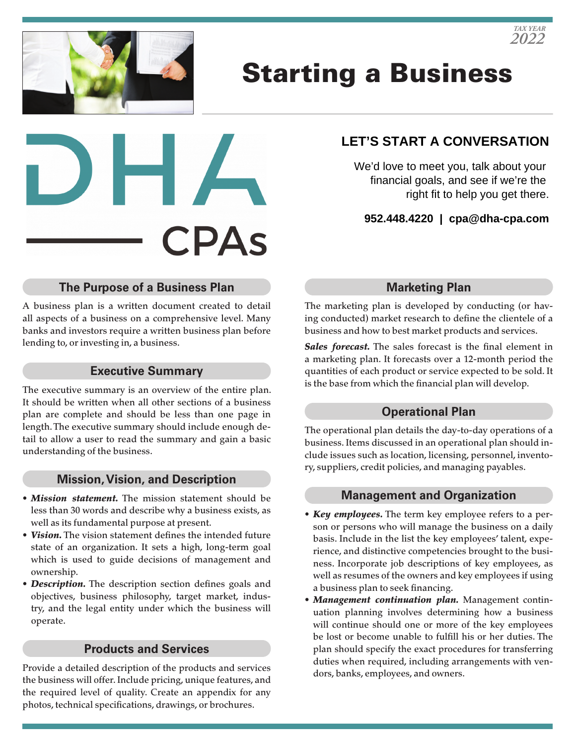TAX YEAR 2022

# Starting a Business

DHA CPAs

## LET'S START A CONVERSATION

We'd love to meet you, talk about your financial goals, and see if we're the right fit to help you get there.

**952.448.4220 | cpa@dha-cpa.com**

## The Purpose of a Business Plan

A business plan is a written document created to detail all aspects of a business on a comprehensive level. Many banks and investors require a written business plan before lending to, or investing in, a business.

## Executive Summary

The executive summary is an overview of the entire plan. It should be written when all other sections of a business plan are complete and should be less than one page in length. The executive summary should include enough detail to allow a user to read the summary and gain a basic understanding of the business.

## Mission, Vision, and Description

- ***Mission statement.*** The mission statement should be less than 30 words and describe why a business exists, as well as its fundamental purpose at present.
- ***Vision.*** The vision statement defines the intended future state of an organization. It sets a high, long-term goal which is used to guide decisions of management and ownership.
- ***Description.*** The description section defines goals and objectives, business philosophy, target market, industry, and the legal entity under which the business will operate.

## Products and Services

Provide a detailed description of the products and services the business will offer. Include pricing, unique features, and the required level of quality. Create an appendix for any photos, technical specifications, drawings, or brochures.

## Marketing Plan

The marketing plan is developed by conducting (or having conducted) market research to define the clientele of a business and how to best market products and services.

***Sales forecast.*** The sales forecast is the final element in a marketing plan. It forecasts over a 12-month period the quantities of each product or service expected to be sold. It is the base from which the financial plan will develop.

## Operational Plan

The operational plan details the day-to-day operations of a business. Items discussed in an operational plan should include issues such as location, licensing, personnel, inventory, suppliers, credit policies, and managing payables.

## Management and Organization

- ***Key employees.*** The term key employee refers to a person or persons who will manage the business on a daily basis. Include in the list the key employees' talent, experience, and distinctive competencies brought to the business. Incorporate job descriptions of key employees, as well as resumes of the owners and key employees if using a business plan to seek financing.
- ***Management continuation plan.*** Management continuation planning involves determining how a business will continue should one or more of the key employees be lost or become unable to fulfill his or her duties. The plan should specify the exact procedures for transferring duties when required, including arrangements with vendors, banks, employees, and owners.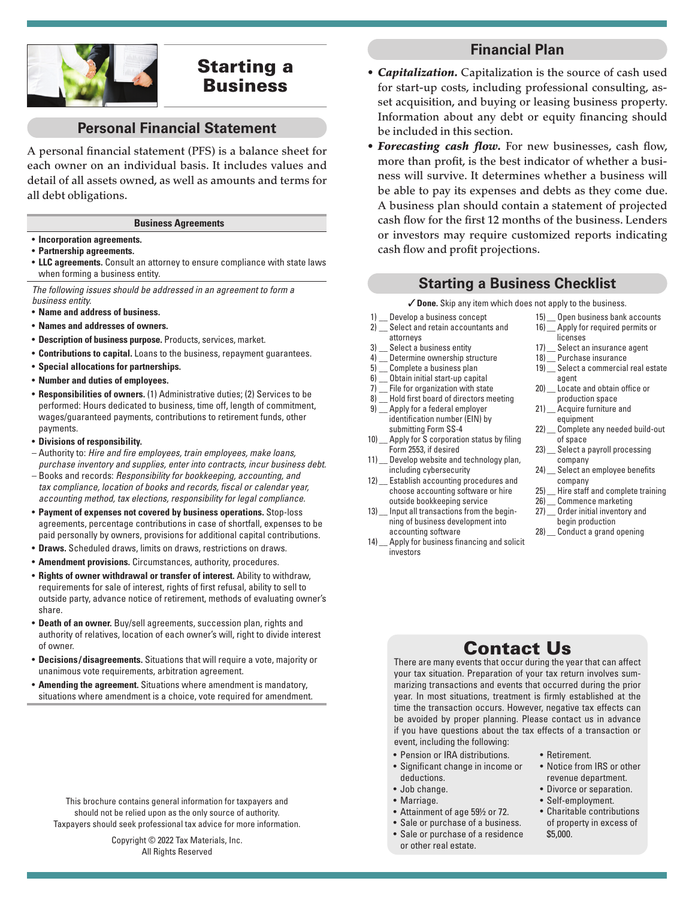# Starting a Business

## Personal Financial Statement

A personal financial statement (PFS) is a balance sheet for each owner on an individual basis. It includes values and detail of all assets owned, as well as amounts and terms for all debt obligations.

### Business Agreements

- **Incorporation agreements.**
- **Partnership agreements.**
- **LLC agreements.** Consult an attorney to ensure compliance with state laws when forming a business entity.

*The following issues should be addressed in an agreement to form a business entity.*

- **Name and address of business.**
- **Names and addresses of owners.**
- **Description of business purpose.** Products, services, market.
- **Contributions to capital.** Loans to the business, repayment guarantees.
- **Special allocations for partnerships.**
- **Number and duties of employees.**
- **Responsibilities of owners.** (1) Administrative duties; (2) Services to be performed: Hours dedicated to business, time off, length of commitment, wages/guaranteed payments, contributions to retirement funds, other payments.
- **Divisions of responsibility.**
  - Authority to: *Hire and fire employees, train employees, make loans, purchase inventory and supplies, enter into contracts, incur business debt.*
  - Books and records: *Responsibility for bookkeeping, accounting, and tax compliance, location of books and records, fiscal or calendar year, accounting method, tax elections, responsibility for legal compliance.*
- **Payment of expenses not covered by business operations.** Stop-loss agreements, percentage contributions in case of shortfall, expenses to be paid personally by owners, provisions for additional capital contributions.
- **Draws.** Scheduled draws, limits on draws, restrictions on draws.
- **Amendment provisions.** Circumstances, authority, procedures.
- **Rights of owner withdrawal or transfer of interest.** Ability to withdraw, requirements for sale of interest, rights of first refusal, ability to sell to outside party, advance notice of retirement, methods of evaluating owner's share.
- **Death of an owner.** Buy/sell agreements, succession plan, rights and authority of relatives, location of each owner's will, right to divide interest of owner.
- **Decisions/disagreements.** Situations that will require a vote, majority or unanimous vote requirements, arbitration agreement.
- **Amending the agreement.** Situations where amendment is mandatory, situations where amendment is a choice, vote required for amendment.

This brochure contains general information for taxpayers and should not be relied upon as the only source of authority. Taxpayers should seek professional tax advice for more information.

Copyright © 2022 Tax Materials, Inc.
All Rights Reserved

## Financial Plan

- ***Capitalization.*** Capitalization is the source of cash used for start-up costs, including professional consulting, asset acquisition, and buying or leasing business property. Information about any debt or equity financing should be included in this section.
- ***Forecasting cash flow.*** For new businesses, cash flow, more than profit, is the best indicator of whether a business will survive. It determines whether a business will be able to pay its expenses and debts as they come due. A business plan should contain a statement of projected cash flow for the first 12 months of the business. Lenders or investors may require customized reports indicating cash flow and profit projections.

## Starting a Business Checklist

✓**Done.** Skip any item which does not apply to the business.

1) __ Develop a business concept
2) __ Select and retain accountants and attorneys
3) __ Select a business entity
4) __ Determine ownership structure
5) __ Complete a business plan
6) __ Obtain initial start-up capital
7) __ File for organization with state
8) __ Hold first board of directors meeting
9) __ Apply for a federal employer identification number (EIN) by submitting Form SS-4
10) __ Apply for S corporation status by filing Form 2553, if desired
11) __ Develop website and technology plan, including cybersecurity
12) __ Establish accounting procedures and choose accounting software or hire outside bookkeeping service
13) __ Input all transactions from the beginning of business development into accounting software
14) __ Apply for business financing and solicit investors
15) __ Open business bank accounts
16) __ Apply for required permits or licenses
17) __ Select an insurance agent
18) __ Purchase insurance
19) __ Select a commercial real estate agent
20) __ Locate and obtain office or production space
21) __ Acquire furniture and equipment
22) __ Complete any needed build-out of space
23) __ Select a payroll processing company
24) __ Select an employee benefits company
25) __ Hire staff and complete training
26) __ Commence marketing
27) __ Order initial inventory and begin production
28) __ Conduct a grand opening

## Contact Us

There are many events that occur during the year that can affect your tax situation. Preparation of your tax return involves summarizing transactions and events that occurred during the prior year. In most situations, treatment is firmly established at the time the transaction occurs. However, negative tax effects can be avoided by proper planning. Please contact us in advance if you have questions about the tax effects of a transaction or event, including the following:

- Pension or IRA distributions.
- Significant change in income or deductions.
- Job change.
- Marriage.
- Attainment of age 59½ or 72.
- Sale or purchase of a business.
- Sale or purchase of a residence or other real estate.
- Retirement.
- Notice from IRS or other revenue department.
- Divorce or separation.
- Self-employment.
- Charitable contributions of property in excess of $5,000.